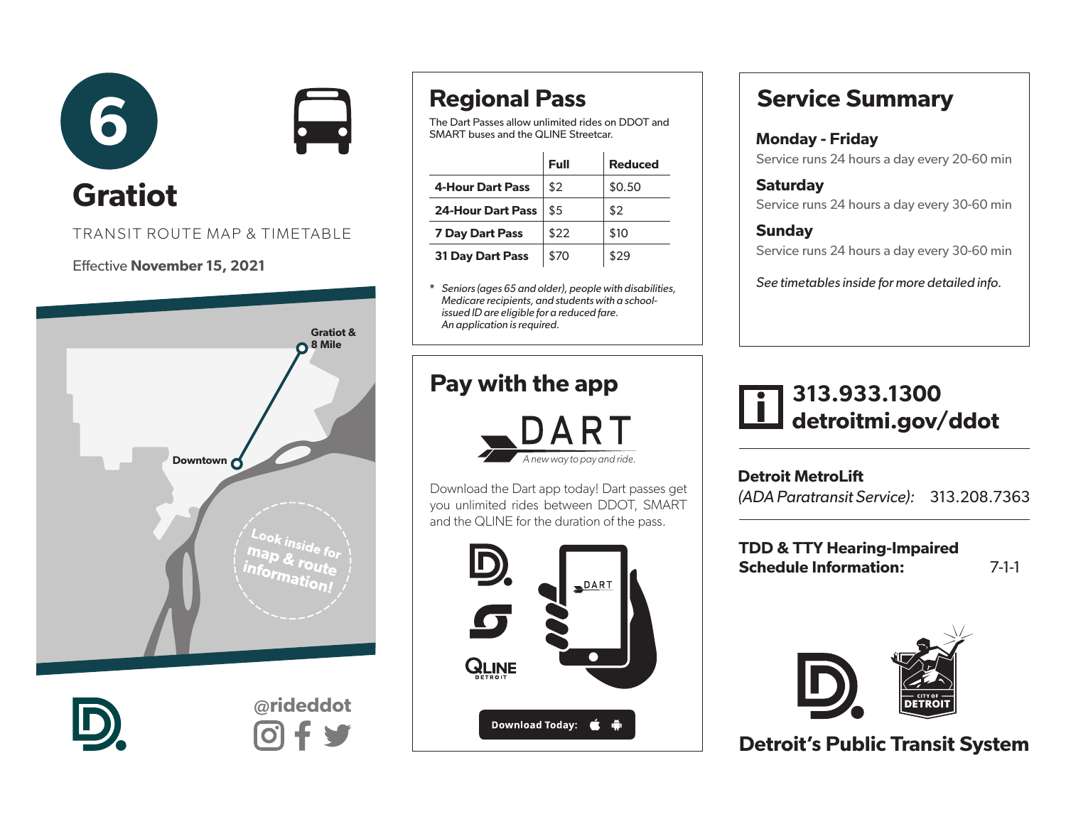# 6

# Gratiot

TRANSIT ROUTE MAP & TIMETABLE

Effective **November 15, 2021**

Gratiot & 8 Mile

Downtown

Look inside for map & route information!

@rideddot

## Regional Pass

The Dart Passes allow unlimited rides on DDOT and SMART buses and the QLINE Streetcar.

| | Full | Reduced |
|---|---|---|
| **4-Hour Dart Pass** | $2 | $0.50 |
| **24-Hour Dart Pass** | $5 | $2 |
| **7 Day Dart Pass** | $22 | $10 |
| **31 Day Dart Pass** | $70 | $29 |

* *Seniors (ages 65 and older), people with disabilities, Medicare recipients, and students with a school-issued ID are eligible for a reduced fare. An application is required.*

## Pay with the app

DART

*A new way to pay and ride.*

Download the Dart app today! Dart passes get you unlimited rides between DDOT, SMART and the QLINE for the duration of the pass.

QLINE DETROIT

Download Today:

## Service Summary

### Monday - Friday

Service runs 24 hours a day every 20-60 min

### Saturday

Service runs 24 hours a day every 30-60 min

### Sunday

Service runs 24 hours a day every 30-60 min

*See timetables inside for more detailed info.*

**313.933.1300**
**detroitmi.gov/ddot**

**Detroit MetroLift**
*(ADA Paratransit Service):* 313.208.7363

**TDD & TTY Hearing-Impaired Schedule Information:** 7-1-1

CITY OF DETROIT

**Detroit's Public Transit System**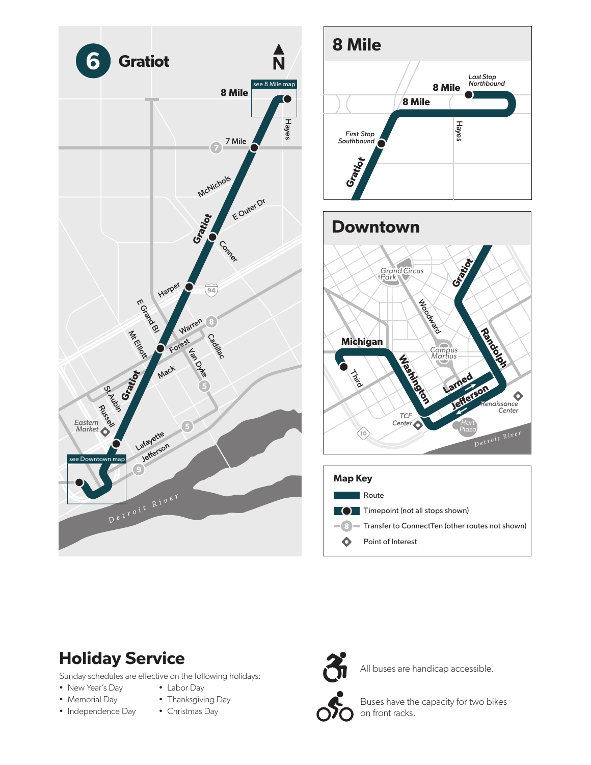# 6 Gratiot

N

see 8 Mile map

8 Mile

Hayes

7 Mile

McNichols

E Outer Dr

Gratiot

Conner

Harper

94

E Grand Bl

Warren

Cadillac

Mt Elliott

Forest

Van Dyke

Mack

Gratiot

St Aubin

Russell

Eastern Market

Lafayette

Jefferson

see Downtown map

Detroit River

## 8 Mile

Last Stop Northbound

8 Mile

8 Mile

First Stop Southbound

Hayes

Gratiot

## Downtown

Grand Circus Park

Gratiot

Woodward

Michigan

Randolph

Campus Martius

Third

Washington

Larned

Jefferson

Renaissance Center

TCF Center

Hart Plaza

Detroit River

### Map Key

- Route
- Timepoint (not all stops shown)
- Transfer to ConnectTen (other routes not shown)
- Point of Interest

## Holiday Service

Sunday schedules are effective on the following holidays:

- New Year's Day
- Memorial Day
- Independence Day
- Labor Day
- Thanksgiving Day
- Christmas Day

All buses are handicap accessible.

Buses have the capacity for two bikes on front racks.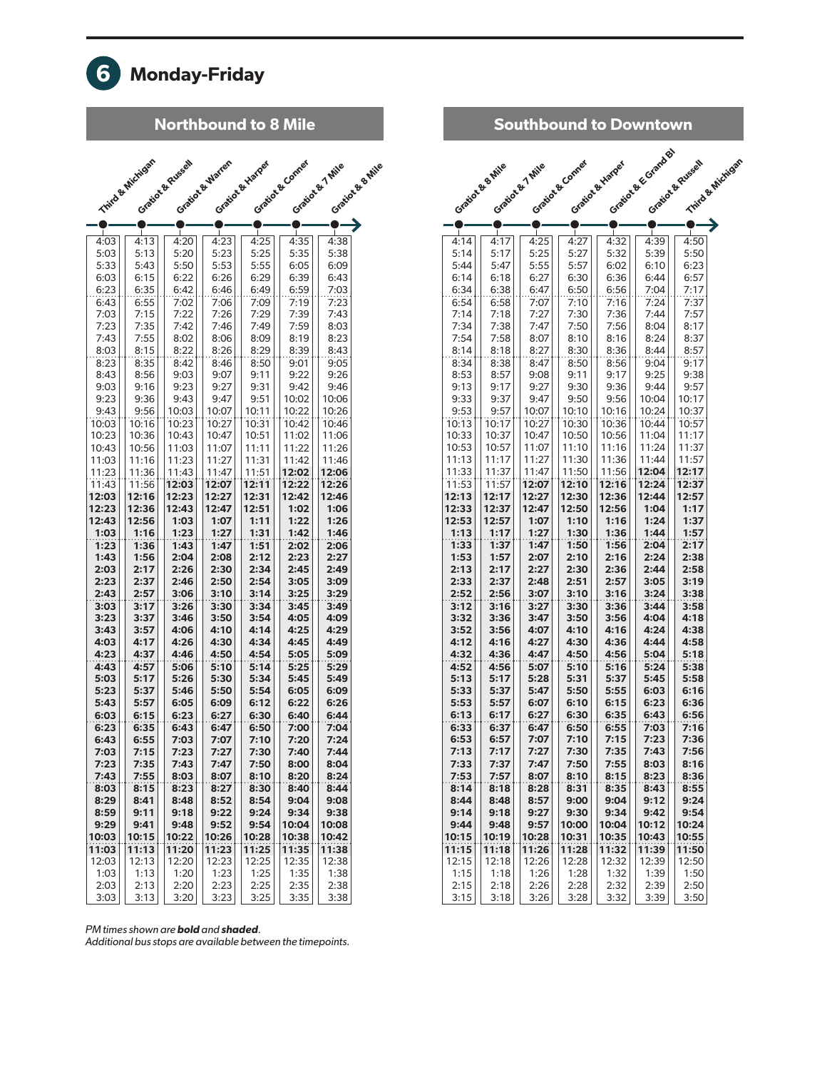# 6 Monday-Friday

## Northbound to 8 Mile

| Third & Michigan | Gratiot & Russell | Gratiot & Warren | Gratiot & Harper | Gratiot & Conner | Gratiot & 7 Mile | Gratiot & 8 Mile |
|---|---|---|---|---|---|---|
| 4:03 | 4:13 | 4:20 | 4:23 | 4:25 | 4:35 | 4:38 |
| 5:03 | 5:13 | 5:20 | 5:23 | 5:25 | 5:35 | 5:38 |
| 5:33 | 5:43 | 5:50 | 5:53 | 5:55 | 6:05 | 6:09 |
| 6:03 | 6:15 | 6:22 | 6:26 | 6:29 | 6:39 | 6:43 |
| 6:23 | 6:35 | 6:42 | 6:46 | 6:49 | 6:59 | 7:03 |
| 6:43 | 6:55 | 7:02 | 7:06 | 7:09 | 7:19 | 7:23 |
| 7:03 | 7:15 | 7:22 | 7:26 | 7:29 | 7:39 | 7:43 |
| 7:23 | 7:35 | 7:42 | 7:46 | 7:49 | 7:59 | 8:03 |
| 7:43 | 7:55 | 8:02 | 8:06 | 8:09 | 8:19 | 8:23 |
| 8:03 | 8:15 | 8:22 | 8:26 | 8:29 | 8:39 | 8:43 |
| 8:23 | 8:35 | 8:42 | 8:46 | 8:50 | 9:01 | 9:05 |
| 8:43 | 8:56 | 9:03 | 9:07 | 9:11 | 9:22 | 9:26 |
| 9:03 | 9:16 | 9:23 | 9:27 | 9:31 | 9:42 | 9:46 |
| 9:23 | 9:36 | 9:43 | 9:47 | 9:51 | 10:02 | 10:06 |
| 9:43 | 9:56 | 10:03 | 10:07 | 10:11 | 10:22 | 10:26 |
| 10:03 | 10:16 | 10:23 | 10:27 | 10:31 | 10:42 | 10:46 |
| 10:23 | 10:36 | 10:43 | 10:47 | 10:51 | 11:02 | 11:06 |
| 10:43 | 10:56 | 11:03 | 11:07 | 11:11 | 11:22 | 11:26 |
| 11:03 | 11:16 | 11:23 | 11:27 | 11:31 | 11:42 | 11:46 |
| 11:23 | 11:36 | 11:43 | 11:47 | 11:51 | **12:02** | **12:06** |
| 11:43 | 11:56 | **12:03** | **12:07** | **12:11** | **12:22** | **12:26** |
| **12:03** | **12:16** | **12:23** | **12:27** | **12:31** | **12:42** | **12:46** |
| **12:23** | **12:36** | **12:43** | **12:47** | **12:51** | **1:02** | **1:06** |
| **12:43** | **12:56** | **1:03** | **1:07** | **1:11** | **1:22** | **1:26** |
| **1:03** | **1:16** | **1:23** | **1:27** | **1:31** | **1:42** | **1:46** |
| **1:23** | **1:36** | **1:43** | **1:47** | **1:51** | **2:02** | **2:06** |
| **1:43** | **1:56** | **2:04** | **2:08** | **2:12** | **2:23** | **2:27** |
| **2:03** | **2:17** | **2:26** | **2:30** | **2:34** | **2:45** | **2:49** |
| **2:23** | **2:37** | **2:46** | **2:50** | **2:54** | **3:05** | **3:09** |
| **2:43** | **2:57** | **3:06** | **3:10** | **3:14** | **3:25** | **3:29** |
| **3:03** | **3:17** | **3:26** | **3:30** | **3:34** | **3:45** | **3:49** |
| **3:23** | **3:37** | **3:46** | **3:50** | **3:54** | **4:05** | **4:09** |
| **3:43** | **3:57** | **4:06** | **4:10** | **4:14** | **4:25** | **4:29** |
| **4:03** | **4:17** | **4:26** | **4:30** | **4:34** | **4:45** | **4:49** |
| **4:23** | **4:37** | **4:46** | **4:50** | **4:54** | **5:05** | **5:09** |
| **4:43** | **4:57** | **5:06** | **5:10** | **5:14** | **5:25** | **5:29** |
| **5:03** | **5:17** | **5:26** | **5:30** | **5:34** | **5:45** | **5:49** |
| **5:23** | **5:37** | **5:46** | **5:50** | **5:54** | **6:05** | **6:09** |
| **5:43** | **5:57** | **6:05** | **6:09** | **6:12** | **6:22** | **6:26** |
| **6:03** | **6:15** | **6:23** | **6:27** | **6:30** | **6:40** | **6:44** |
| **6:23** | **6:35** | **6:43** | **6:47** | **6:50** | **7:00** | **7:04** |
| **6:43** | **6:55** | **7:03** | **7:07** | **7:10** | **7:20** | **7:24** |
| **7:03** | **7:15** | **7:23** | **7:27** | **7:30** | **7:40** | **7:44** |
| **7:23** | **7:35** | **7:43** | **7:47** | **7:50** | **8:00** | **8:04** |
| **7:43** | **7:55** | **8:03** | **8:07** | **8:10** | **8:20** | **8:24** |
| **8:03** | **8:15** | **8:23** | **8:27** | **8:30** | **8:40** | **8:44** |
| **8:29** | **8:41** | **8:48** | **8:52** | **8:54** | **9:04** | **9:08** |
| **8:59** | **9:11** | **9:18** | **9:22** | **9:24** | **9:34** | **9:38** |
| **9:29** | **9:41** | **9:48** | **9:52** | **9:54** | **10:04** | **10:08** |
| **10:03** | **10:15** | **10:22** | **10:26** | **10:28** | **10:38** | **10:42** |
| **11:03** | **11:13** | **11:20** | **11:23** | **11:25** | **11:35** | **11:38** |
| 12:03 | 12:13 | 12:20 | 12:23 | 12:25 | 12:35 | 12:38 |
| 1:03 | 1:13 | 1:20 | 1:23 | 1:25 | 1:35 | 1:38 |
| 2:03 | 2:13 | 2:20 | 2:23 | 2:25 | 2:35 | 2:38 |
| 3:03 | 3:13 | 3:20 | 3:23 | 3:25 | 3:35 | 3:38 |

## Southbound to Downtown

| Gratiot & 8 Mile | Gratiot & 7 Mile | Gratiot & Conner | Gratiot & Harper | Gratiot & E Grand Bl | Gratiot & Russell | Third & Michigan |
|---|---|---|---|---|---|---|
| 4:14 | 4:17 | 4:25 | 4:27 | 4:32 | 4:39 | 4:50 |
| 5:14 | 5:17 | 5:25 | 5:27 | 5:32 | 5:39 | 5:50 |
| 5:44 | 5:47 | 5:55 | 5:57 | 6:02 | 6:10 | 6:23 |
| 6:14 | 6:18 | 6:27 | 6:30 | 6:36 | 6:44 | 6:57 |
| 6:34 | 6:38 | 6:47 | 6:50 | 6:56 | 7:04 | 7:17 |
| 6:54 | 6:58 | 7:07 | 7:10 | 7:16 | 7:24 | 7:37 |
| 7:14 | 7:18 | 7:27 | 7:30 | 7:36 | 7:44 | 7:57 |
| 7:34 | 7:38 | 7:47 | 7:50 | 7:56 | 8:04 | 8:17 |
| 7:54 | 7:58 | 8:07 | 8:10 | 8:16 | 8:24 | 8:37 |
| 8:14 | 8:18 | 8:27 | 8:30 | 8:36 | 8:44 | 8:57 |
| 8:34 | 8:38 | 8:47 | 8:50 | 8:56 | 9:04 | 9:17 |
| 8:53 | 8:57 | 9:08 | 9:11 | 9:17 | 9:25 | 9:38 |
| 9:13 | 9:17 | 9:27 | 9:30 | 9:36 | 9:44 | 9:57 |
| 9:33 | 9:37 | 9:47 | 9:50 | 9:56 | 10:04 | 10:17 |
| 9:53 | 9:57 | 10:07 | 10:10 | 10:16 | 10:24 | 10:37 |
| 10:13 | 10:17 | 10:27 | 10:30 | 10:36 | 10:44 | 10:57 |
| 10:33 | 10:37 | 10:47 | 10:50 | 10:56 | 11:04 | 11:17 |
| 10:53 | 10:57 | 11:07 | 11:10 | 11:16 | 11:24 | 11:37 |
| 11:13 | 11:17 | 11:27 | 11:30 | 11:36 | 11:44 | 11:57 |
| 11:33 | 11:37 | 11:47 | 11:50 | 11:56 | **12:04** | **12:17** |
| 11:53 | 11:57 | **12:07** | **12:10** | **12:16** | **12:24** | **12:37** |
| **12:13** | **12:17** | **12:27** | **12:30** | **12:36** | **12:44** | **12:57** |
| **12:33** | **12:37** | **12:47** | **12:50** | **12:56** | **1:04** | **1:17** |
| **12:53** | **12:57** | **1:07** | **1:10** | **1:16** | **1:24** | **1:37** |
| **1:13** | **1:17** | **1:27** | **1:30** | **1:36** | **1:44** | **1:57** |
| **1:33** | **1:37** | **1:47** | **1:50** | **1:56** | **2:04** | **2:17** |
| **1:53** | **1:57** | **2:07** | **2:10** | **2:16** | **2:24** | **2:38** |
| **2:13** | **2:17** | **2:27** | **2:30** | **2:36** | **2:44** | **2:58** |
| **2:33** | **2:37** | **2:48** | **2:51** | **2:57** | **3:05** | **3:19** |
| **2:52** | **2:56** | **3:07** | **3:10** | **3:16** | **3:24** | **3:38** |
| **3:12** | **3:16** | **3:27** | **3:30** | **3:36** | **3:44** | **3:58** |
| **3:32** | **3:36** | **3:47** | **3:50** | **3:56** | **4:04** | **4:18** |
| **3:52** | **3:56** | **4:07** | **4:10** | **4:16** | **4:24** | **4:38** |
| **4:12** | **4:16** | **4:27** | **4:30** | **4:36** | **4:44** | **4:58** |
| **4:32** | **4:36** | **4:47** | **4:50** | **4:56** | **5:04** | **5:18** |
| **4:52** | **4:56** | **5:07** | **5:10** | **5:16** | **5:24** | **5:38** |
| **5:13** | **5:17** | **5:28** | **5:31** | **5:37** | **5:45** | **5:58** |
| **5:33** | **5:37** | **5:47** | **5:50** | **5:55** | **6:03** | **6:16** |
| **5:53** | **5:57** | **6:07** | **6:10** | **6:15** | **6:23** | **6:36** |
| **6:13** | **6:17** | **6:27** | **6:30** | **6:35** | **6:43** | **6:56** |
| **6:33** | **6:37** | **6:47** | **6:50** | **6:55** | **7:03** | **7:16** |
| **6:53** | **6:57** | **7:07** | **7:10** | **7:15** | **7:23** | **7:36** |
| **7:13** | **7:17** | **7:27** | **7:30** | **7:35** | **7:43** | **7:56** |
| **7:33** | **7:37** | **7:47** | **7:50** | **7:55** | **8:03** | **8:16** |
| **7:53** | **7:57** | **8:07** | **8:10** | **8:15** | **8:23** | **8:36** |
| **8:14** | **8:18** | **8:28** | **8:31** | **8:35** | **8:43** | **8:55** |
| **8:44** | **8:48** | **8:57** | **9:00** | **9:04** | **9:12** | **9:24** |
| **9:14** | **9:18** | **9:27** | **9:30** | **9:34** | **9:42** | **9:54** |
| **9:44** | **9:48** | **9:57** | **10:00** | **10:04** | **10:12** | **10:24** |
| **10:15** | **10:19** | **10:28** | **10:31** | **10:35** | **10:43** | **10:55** |
| **11:15** | **11:18** | **11:26** | **11:28** | **11:32** | **11:39** | **11:50** |
| 12:15 | 12:18 | 12:26 | 12:28 | 12:32 | 12:39 | 12:50 |
| 1:15 | 1:18 | 1:26 | 1:28 | 1:32 | 1:39 | 1:50 |
| 2:15 | 2:18 | 2:26 | 2:28 | 2:32 | 2:39 | 2:50 |
| 3:15 | 3:18 | 3:26 | 3:28 | 3:32 | 3:39 | 3:50 |

*PM times shown are **bold** and **shaded**.*
*Additional bus stops are available between the timepoints.*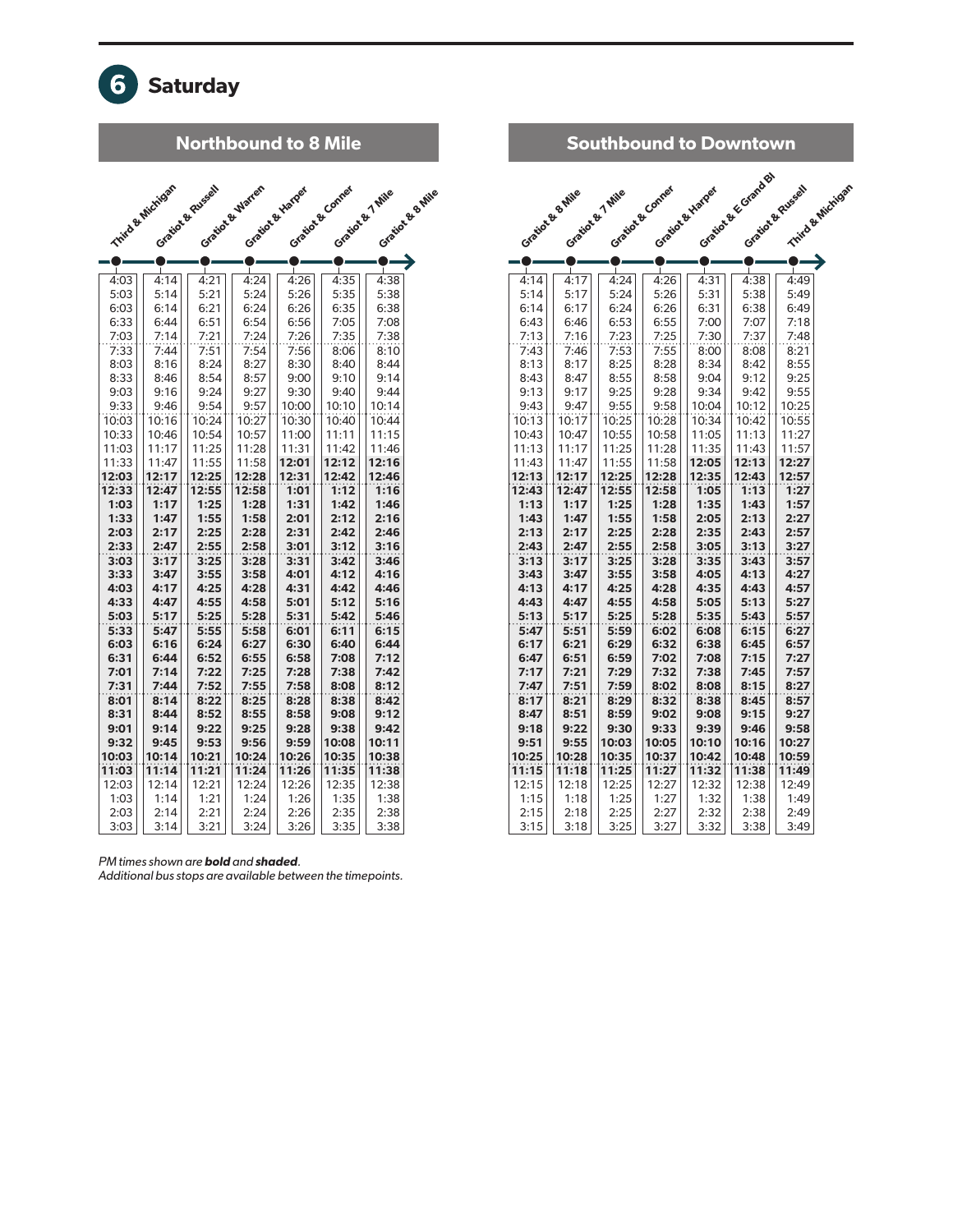# 6 Saturday

## Northbound to 8 Mile

| Third & Michigan | Gratiot & Russell | Gratiot & Warren | Gratiot & Harper | Gratiot & Conner | Gratiot & 7 Mile | Gratiot & 8 Mile |
|---|---|---|---|---|---|---|
| 4:03 | 4:14 | 4:21 | 4:24 | 4:26 | 4:35 | 4:38 |
| 5:03 | 5:14 | 5:21 | 5:24 | 5:26 | 5:35 | 5:38 |
| 6:03 | 6:14 | 6:21 | 6:24 | 6:26 | 6:35 | 6:38 |
| 6:33 | 6:44 | 6:51 | 6:54 | 6:56 | 7:05 | 7:08 |
| 7:03 | 7:14 | 7:21 | 7:24 | 7:26 | 7:35 | 7:38 |
| 7:33 | 7:44 | 7:51 | 7:54 | 7:56 | 8:06 | 8:10 |
| 8:03 | 8:16 | 8:24 | 8:27 | 8:30 | 8:40 | 8:44 |
| 8:33 | 8:46 | 8:54 | 8:57 | 9:00 | 9:10 | 9:14 |
| 9:03 | 9:16 | 9:24 | 9:27 | 9:30 | 9:40 | 9:44 |
| 9:33 | 9:46 | 9:54 | 9:57 | 10:00 | 10:10 | 10:14 |
| 10:03 | 10:16 | 10:24 | 10:27 | 10:30 | 10:40 | 10:44 |
| 10:33 | 10:46 | 10:54 | 10:57 | 11:00 | 11:11 | 11:15 |
| 11:03 | 11:17 | 11:25 | 11:28 | 11:31 | 11:42 | 11:46 |
| 11:33 | 11:47 | 11:55 | 11:58 | **12:01** | **12:12** | **12:16** |
| **12:03** | **12:17** | **12:25** | **12:28** | **12:31** | **12:42** | **12:46** |
| **12:33** | **12:47** | **12:55** | **12:58** | **1:01** | **1:12** | **1:16** |
| **1:03** | **1:17** | **1:25** | **1:28** | **1:31** | **1:42** | **1:46** |
| **1:33** | **1:47** | **1:55** | **1:58** | **2:01** | **2:12** | **2:16** |
| **2:03** | **2:17** | **2:25** | **2:28** | **2:31** | **2:42** | **2:46** |
| **2:33** | **2:47** | **2:55** | **2:58** | **3:01** | **3:12** | **3:16** |
| **3:03** | **3:17** | **3:25** | **3:28** | **3:31** | **3:42** | **3:46** |
| **3:33** | **3:47** | **3:55** | **3:58** | **4:01** | **4:12** | **4:16** |
| **4:03** | **4:17** | **4:25** | **4:28** | **4:31** | **4:42** | **4:46** |
| **4:33** | **4:47** | **4:55** | **4:58** | **5:01** | **5:12** | **5:16** |
| **5:03** | **5:17** | **5:25** | **5:28** | **5:31** | **5:42** | **5:46** |
| **5:33** | **5:47** | **5:55** | **5:58** | **6:01** | **6:11** | **6:15** |
| **6:03** | **6:16** | **6:24** | **6:27** | **6:30** | **6:40** | **6:44** |
| **6:31** | **6:44** | **6:52** | **6:55** | **6:58** | **7:08** | **7:12** |
| **7:01** | **7:14** | **7:22** | **7:25** | **7:28** | **7:38** | **7:42** |
| **7:31** | **7:44** | **7:52** | **7:55** | **7:58** | **8:08** | **8:12** |
| **8:01** | **8:14** | **8:22** | **8:25** | **8:28** | **8:38** | **8:42** |
| **8:31** | **8:44** | **8:52** | **8:55** | **8:58** | **9:08** | **9:12** |
| **9:01** | **9:14** | **9:22** | **9:25** | **9:28** | **9:38** | **9:42** |
| **9:32** | **9:45** | **9:53** | **9:56** | **9:59** | **10:08** | **10:11** |
| **10:03** | **10:14** | **10:21** | **10:24** | **10:26** | **10:35** | **10:38** |
| **11:03** | **11:14** | **11:21** | **11:24** | **11:26** | **11:35** | **11:38** |
| 12:03 | 12:14 | 12:21 | 12:24 | 12:26 | 12:35 | 12:38 |
| 1:03 | 1:14 | 1:21 | 1:24 | 1:26 | 1:35 | 1:38 |
| 2:03 | 2:14 | 2:21 | 2:24 | 2:26 | 2:35 | 2:38 |
| 3:03 | 3:14 | 3:21 | 3:24 | 3:26 | 3:35 | 3:38 |

## Southbound to Downtown

| Gratiot & 8 Mile | Gratiot & 7 Mile | Gratiot & Conner | Gratiot & Harper | Gratiot & E Grand Bl | Gratiot & Russell | Third & Michigan |
|---|---|---|---|---|---|---|
| 4:14 | 4:17 | 4:24 | 4:26 | 4:31 | 4:38 | 4:49 |
| 5:14 | 5:17 | 5:24 | 5:26 | 5:31 | 5:38 | 5:49 |
| 6:14 | 6:17 | 6:24 | 6:26 | 6:31 | 6:38 | 6:49 |
| 6:43 | 6:46 | 6:53 | 6:55 | 7:00 | 7:07 | 7:18 |
| 7:13 | 7:16 | 7:23 | 7:25 | 7:30 | 7:37 | 7:48 |
| 7:43 | 7:46 | 7:53 | 7:55 | 8:00 | 8:08 | 8:21 |
| 8:13 | 8:17 | 8:25 | 8:28 | 8:34 | 8:42 | 8:55 |
| 8:43 | 8:47 | 8:55 | 8:58 | 9:04 | 9:12 | 9:25 |
| 9:13 | 9:17 | 9:25 | 9:28 | 9:34 | 9:42 | 9:55 |
| 9:43 | 9:47 | 9:55 | 9:58 | 10:04 | 10:12 | 10:25 |
| 10:13 | 10:17 | 10:25 | 10:28 | 10:34 | 10:42 | 10:55 |
| 10:43 | 10:47 | 10:55 | 10:58 | 11:05 | 11:13 | 11:27 |
| 11:13 | 11:17 | 11:25 | 11:28 | 11:35 | 11:43 | 11:57 |
| 11:43 | 11:47 | 11:55 | 11:58 | **12:05** | **12:13** | **12:27** |
| **12:13** | **12:17** | **12:25** | **12:28** | **12:35** | **12:43** | **12:57** |
| **12:43** | **12:47** | **12:55** | **12:58** | **1:05** | **1:13** | **1:27** |
| **1:13** | **1:17** | **1:25** | **1:28** | **1:35** | **1:43** | **1:57** |
| **1:43** | **1:47** | **1:55** | **1:58** | **2:05** | **2:13** | **2:27** |
| **2:13** | **2:17** | **2:25** | **2:28** | **2:35** | **2:43** | **2:57** |
| **2:43** | **2:47** | **2:55** | **2:58** | **3:05** | **3:13** | **3:27** |
| **3:13** | **3:17** | **3:25** | **3:28** | **3:35** | **3:43** | **3:57** |
| **3:43** | **3:47** | **3:55** | **3:58** | **4:05** | **4:13** | **4:27** |
| **4:13** | **4:17** | **4:25** | **4:28** | **4:35** | **4:43** | **4:57** |
| **4:43** | **4:47** | **4:55** | **4:58** | **5:05** | **5:13** | **5:27** |
| **5:13** | **5:17** | **5:25** | **5:28** | **5:35** | **5:43** | **5:57** |
| **5:47** | **5:51** | **5:59** | **6:02** | **6:08** | **6:15** | **6:27** |
| **6:17** | **6:21** | **6:29** | **6:32** | **6:38** | **6:45** | **6:57** |
| **6:47** | **6:51** | **6:59** | **7:02** | **7:08** | **7:15** | **7:27** |
| **7:17** | **7:21** | **7:29** | **7:32** | **7:38** | **7:45** | **7:57** |
| **7:47** | **7:51** | **7:59** | **8:02** | **8:08** | **8:15** | **8:27** |
| **8:17** | **8:21** | **8:29** | **8:32** | **8:38** | **8:45** | **8:57** |
| **8:47** | **8:51** | **8:59** | **9:02** | **9:08** | **9:15** | **9:27** |
| **9:18** | **9:22** | **9:30** | **9:33** | **9:39** | **9:46** | **9:58** |
| **9:51** | **9:55** | **10:03** | **10:05** | **10:10** | **10:16** | **10:27** |
| **10:25** | **10:28** | **10:35** | **10:37** | **10:42** | **10:48** | **10:59** |
| **11:15** | **11:18** | **11:25** | **11:27** | **11:32** | **11:38** | **11:49** |
| 12:15 | 12:18 | 12:25 | 12:27 | 12:32 | 12:38 | 12:49 |
| 1:15 | 1:18 | 1:25 | 1:27 | 1:32 | 1:38 | 1:49 |
| 2:15 | 2:18 | 2:25 | 2:27 | 2:32 | 2:38 | 2:49 |
| 3:15 | 3:18 | 3:25 | 3:27 | 3:32 | 3:38 | 3:49 |

*PM times shown are **bold** and **shaded**.*
*Additional bus stops are available between the timepoints.*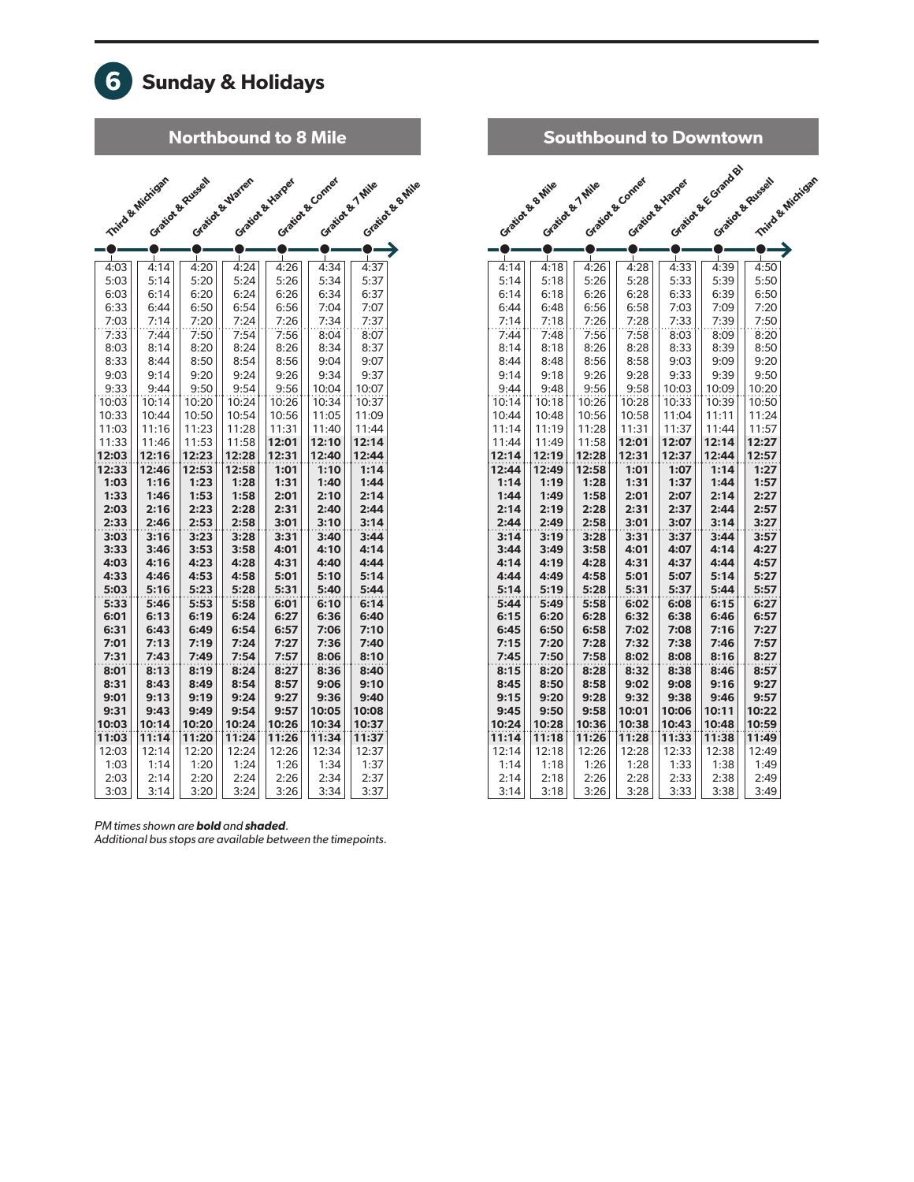# 6 Sunday & Holidays

## Northbound to 8 Mile

| Third & Michigan | Gratiot & Russell | Gratiot & Warren | Gratiot & Harper | Gratiot & Conner | Gratiot & 7 Mile | Gratiot & 8 Mile |
|---|---|---|---|---|---|---|
| 4:03 | 4:14 | 4:20 | 4:24 | 4:26 | 4:34 | 4:37 |
| 5:03 | 5:14 | 5:20 | 5:24 | 5:26 | 5:34 | 5:37 |
| 6:03 | 6:14 | 6:20 | 6:24 | 6:26 | 6:34 | 6:37 |
| 6:33 | 6:44 | 6:50 | 6:54 | 6:56 | 7:04 | 7:07 |
| 7:03 | 7:14 | 7:20 | 7:24 | 7:26 | 7:34 | 7:37 |
| 7:33 | 7:44 | 7:50 | 7:54 | 7:56 | 8:04 | 8:07 |
| 8:03 | 8:14 | 8:20 | 8:24 | 8:26 | 8:34 | 8:37 |
| 8:33 | 8:44 | 8:50 | 8:54 | 8:56 | 9:04 | 9:07 |
| 9:03 | 9:14 | 9:20 | 9:24 | 9:26 | 9:34 | 9:37 |
| 9:33 | 9:44 | 9:50 | 9:54 | 9:56 | 10:04 | 10:07 |
| 10:03 | 10:14 | 10:20 | 10:24 | 10:26 | 10:34 | 10:37 |
| 10:33 | 10:44 | 10:50 | 10:54 | 10:56 | 11:05 | 11:09 |
| 11:03 | 11:16 | 11:23 | 11:28 | 11:31 | 11:40 | 11:44 |
| 11:33 | 11:46 | 11:53 | 11:58 | **12:01** | **12:10** | **12:14** |
| **12:03** | **12:16** | **12:23** | **12:28** | **12:31** | **12:40** | **12:44** |
| **12:33** | **12:46** | **12:53** | **12:58** | **1:01** | **1:10** | **1:14** |
| **1:03** | **1:16** | **1:23** | **1:28** | **1:31** | **1:40** | **1:44** |
| **1:33** | **1:46** | **1:53** | **1:58** | **2:01** | **2:10** | **2:14** |
| **2:03** | **2:16** | **2:23** | **2:28** | **2:31** | **2:40** | **2:44** |
| **2:33** | **2:46** | **2:53** | **2:58** | **3:01** | **3:10** | **3:14** |
| **3:03** | **3:16** | **3:23** | **3:28** | **3:31** | **3:40** | **3:44** |
| **3:33** | **3:46** | **3:53** | **3:58** | **4:01** | **4:10** | **4:14** |
| **4:03** | **4:16** | **4:23** | **4:28** | **4:31** | **4:40** | **4:44** |
| **4:33** | **4:46** | **4:53** | **4:58** | **5:01** | **5:10** | **5:14** |
| **5:03** | **5:16** | **5:23** | **5:28** | **5:31** | **5:40** | **5:44** |
| **5:33** | **5:46** | **5:53** | **5:58** | **6:01** | **6:10** | **6:14** |
| **6:01** | **6:13** | **6:19** | **6:24** | **6:27** | **6:36** | **6:40** |
| **6:31** | **6:43** | **6:49** | **6:54** | **6:57** | **7:06** | **7:10** |
| **7:01** | **7:13** | **7:19** | **7:24** | **7:27** | **7:36** | **7:40** |
| **7:31** | **7:43** | **7:49** | **7:54** | **7:57** | **8:06** | **8:10** |
| **8:01** | **8:13** | **8:19** | **8:24** | **8:27** | **8:36** | **8:40** |
| **8:31** | **8:43** | **8:49** | **8:54** | **8:57** | **9:06** | **9:10** |
| **9:01** | **9:13** | **9:19** | **9:24** | **9:27** | **9:36** | **9:40** |
| **9:31** | **9:43** | **9:49** | **9:54** | **9:57** | **10:05** | **10:08** |
| **10:03** | **10:14** | **10:20** | **10:24** | **10:26** | **10:34** | **10:37** |
| **11:03** | **11:14** | **11:20** | **11:24** | **11:26** | **11:34** | **11:37** |
| 12:03 | 12:14 | 12:20 | 12:24 | 12:26 | 12:34 | 12:37 |
| 1:03 | 1:14 | 1:20 | 1:24 | 1:26 | 1:34 | 1:37 |
| 2:03 | 2:14 | 2:20 | 2:24 | 2:26 | 2:34 | 2:37 |
| 3:03 | 3:14 | 3:20 | 3:24 | 3:26 | 3:34 | 3:37 |

## Southbound to Downtown

| Gratiot & 8 Mile | Gratiot & 7 Mile | Gratiot & Conner | Gratiot & Harper | Gratiot & E Grand Bl | Gratiot & Russell | Third & Michigan |
|---|---|---|---|---|---|---|
| 4:14 | 4:18 | 4:26 | 4:28 | 4:33 | 4:39 | 4:50 |
| 5:14 | 5:18 | 5:26 | 5:28 | 5:33 | 5:39 | 5:50 |
| 6:14 | 6:18 | 6:26 | 6:28 | 6:33 | 6:39 | 6:50 |
| 6:44 | 6:48 | 6:56 | 6:58 | 7:03 | 7:09 | 7:20 |
| 7:14 | 7:18 | 7:26 | 7:28 | 7:33 | 7:39 | 7:50 |
| 7:44 | 7:48 | 7:56 | 7:58 | 8:03 | 8:09 | 8:20 |
| 8:14 | 8:18 | 8:26 | 8:28 | 8:33 | 8:39 | 8:50 |
| 8:44 | 8:48 | 8:56 | 8:58 | 9:03 | 9:09 | 9:20 |
| 9:14 | 9:18 | 9:26 | 9:28 | 9:33 | 9:39 | 9:50 |
| 9:44 | 9:48 | 9:56 | 9:58 | 10:03 | 10:09 | 10:20 |
| 10:14 | 10:18 | 10:26 | 10:28 | 10:33 | 10:39 | 10:50 |
| 10:44 | 10:48 | 10:56 | 10:58 | 11:04 | 11:11 | 11:24 |
| 11:14 | 11:19 | 11:28 | 11:31 | 11:37 | 11:44 | 11:57 |
| 11:44 | 11:49 | 11:58 | **12:01** | **12:07** | **12:14** | **12:27** |
| **12:14** | **12:19** | **12:28** | **12:31** | **12:37** | **12:44** | **12:57** |
| **12:44** | **12:49** | **12:58** | **1:01** | **1:07** | **1:14** | **1:27** |
| **1:14** | **1:19** | **1:28** | **1:31** | **1:37** | **1:44** | **1:57** |
| **1:44** | **1:49** | **1:58** | **2:01** | **2:07** | **2:14** | **2:27** |
| **2:14** | **2:19** | **2:28** | **2:31** | **2:37** | **2:44** | **2:57** |
| **2:44** | **2:49** | **2:58** | **3:01** | **3:07** | **3:14** | **3:27** |
| **3:14** | **3:19** | **3:28** | **3:31** | **3:37** | **3:44** | **3:57** |
| **3:44** | **3:49** | **3:58** | **4:01** | **4:07** | **4:14** | **4:27** |
| **4:14** | **4:19** | **4:28** | **4:31** | **4:37** | **4:44** | **4:57** |
| **4:44** | **4:49** | **4:58** | **5:01** | **5:07** | **5:14** | **5:27** |
| **5:14** | **5:19** | **5:28** | **5:31** | **5:37** | **5:44** | **5:57** |
| **5:44** | **5:49** | **5:58** | **6:02** | **6:08** | **6:15** | **6:27** |
| **6:15** | **6:20** | **6:28** | **6:32** | **6:38** | **6:46** | **6:57** |
| **6:45** | **6:50** | **6:58** | **7:02** | **7:08** | **7:16** | **7:27** |
| **7:15** | **7:20** | **7:28** | **7:32** | **7:38** | **7:46** | **7:57** |
| **7:45** | **7:50** | **7:58** | **8:02** | **8:08** | **8:16** | **8:27** |
| **8:15** | **8:20** | **8:28** | **8:32** | **8:38** | **8:46** | **8:57** |
| **8:45** | **8:50** | **8:58** | **9:02** | **9:08** | **9:16** | **9:27** |
| **9:15** | **9:20** | **9:28** | **9:32** | **9:38** | **9:46** | **9:57** |
| **9:45** | **9:50** | **9:58** | **10:01** | **10:06** | **10:11** | **10:22** |
| **10:24** | **10:28** | **10:36** | **10:38** | **10:43** | **10:48** | **10:59** |
| **11:14** | **11:18** | **11:26** | **11:28** | **11:33** | **11:38** | **11:49** |
| 12:14 | 12:18 | 12:26 | 12:28 | 12:33 | 12:38 | 12:49 |
| 1:14 | 1:18 | 1:26 | 1:28 | 1:33 | 1:38 | 1:49 |
| 2:14 | 2:18 | 2:26 | 2:28 | 2:33 | 2:38 | 2:49 |
| 3:14 | 3:18 | 3:26 | 3:28 | 3:33 | 3:38 | 3:49 |

*PM times shown are* ***bold*** *and* ***shaded****.*
*Additional bus stops are available between the timepoints.*